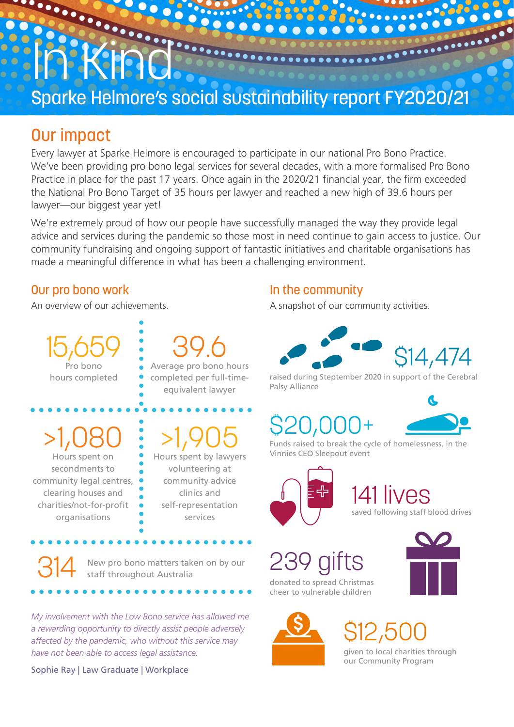# In Kind

Sparke Helmore's social sustainability report FY2020/21

## Our impact

Every lawyer at Sparke Helmore is encouraged to participate in our national Pro Bono Practice. We've been providing pro bono legal services for several decades, with a more formalised Pro Bono Practice in place for the past 17 years. Once again in the 2020/21 financial year, the firm exceeded the National Pro Bono Target of 35 hours per lawyer and reached a new high of 39.6 hours per lawyer—our biggest year yet!

We're extremely proud of how our people have successfully managed the way they provide legal advice and services during the pandemic so those most in need continue to gain access to justice. Our community fundraising and ongoing support of fantastic initiatives and charitable organisations has made a meaningful difference in what has been a challenging environment.

### Our pro bono work

An overview of our achievements.

**15,659**
Pro bono hours completed

**39.6**
Average pro bono hours completed per full-time-equivalent lawyer

**>1,080**
Hours spent on secondments to community legal centres, clearing houses and charities/not-for-profit organisations

**>1,905**
Hours spent by lawyers volunteering at community advice clinics and self-representation services

**314**
New pro bono matters taken on by our staff throughout Australia

*My involvement with the Low Bono service has allowed me a rewarding opportunity to directly assist people adversely affected by the pandemic, who without this service may have not been able to access legal assistance.*

Sophie Ray | Law Graduate | Workplace

### In the community

A snapshot of our community activities.

**$14,474**
raised during Steptember 2020 in support of the Cerebral Palsy Alliance

**$20,000+**
Funds raised to break the cycle of homelessness, in the Vinnies CEO Sleepout event

**141 lives**
saved following staff blood drives

**239 gifts**
donated to spread Christmas cheer to vulnerable children

**$12,500**
given to local charities through our Community Program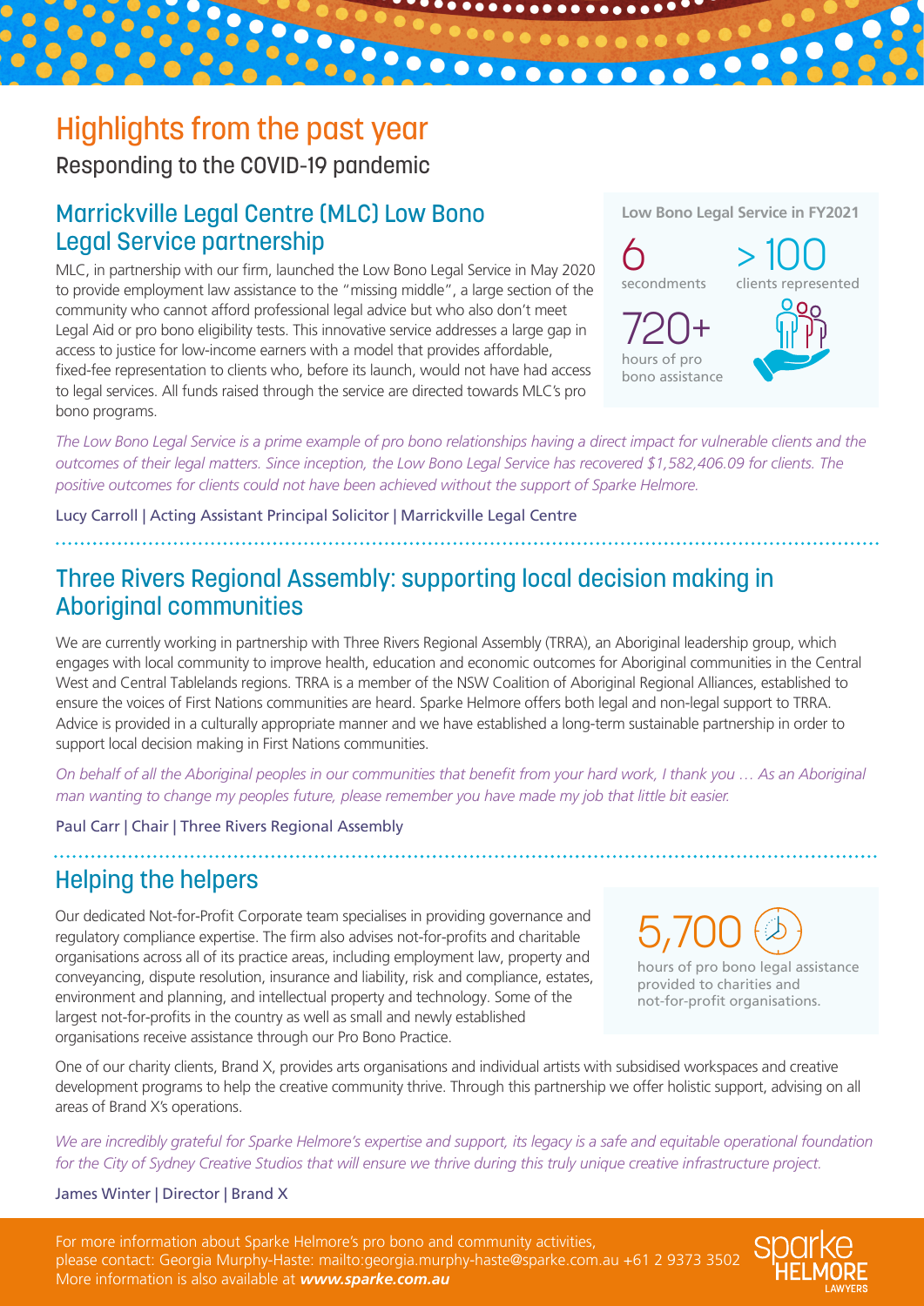# Highlights from the past year

## Responding to the COVID-19 pandemic

### Marrickville Legal Centre (MLC) Low Bono Legal Service partnership

MLC, in partnership with our firm, launched the Low Bono Legal Service in May 2020 to provide employment law assistance to the "missing middle", a large section of the community who cannot afford professional legal advice but who also don't meet Legal Aid or pro bono eligibility tests. This innovative service addresses a large gap in access to justice for low-income earners with a model that provides affordable, fixed-fee representation to clients who, before its launch, would not have had access to legal services. All funds raised through the service are directed towards MLC's pro bono programs.

**Low Bono Legal Service in FY2021**

6
secondments

> 100
clients represented

720+
hours of pro bono assistance

*The Low Bono Legal Service is a prime example of pro bono relationships having a direct impact for vulnerable clients and the outcomes of their legal matters. Since inception, the Low Bono Legal Service has recovered $1,582,406.09 for clients. The positive outcomes for clients could not have been achieved without the support of Sparke Helmore.*

Lucy Carroll | Acting Assistant Principal Solicitor | Marrickville Legal Centre

### Three Rivers Regional Assembly: supporting local decision making in Aboriginal communities

We are currently working in partnership with Three Rivers Regional Assembly (TRRA), an Aboriginal leadership group, which engages with local community to improve health, education and economic outcomes for Aboriginal communities in the Central West and Central Tablelands regions. TRRA is a member of the NSW Coalition of Aboriginal Regional Alliances, established to ensure the voices of First Nations communities are heard. Sparke Helmore offers both legal and non-legal support to TRRA. Advice is provided in a culturally appropriate manner and we have established a long-term sustainable partnership in order to support local decision making in First Nations communities.

*On behalf of all the Aboriginal peoples in our communities that benefit from your hard work, I thank you … As an Aboriginal man wanting to change my peoples future, please remember you have made my job that little bit easier.*

Paul Carr | Chair | Three Rivers Regional Assembly

### Helping the helpers

Our dedicated Not-for-Profit Corporate team specialises in providing governance and regulatory compliance expertise. The firm also advises not-for-profits and charitable organisations across all of its practice areas, including employment law, property and conveyancing, dispute resolution, insurance and liability, risk and compliance, estates, environment and planning, and intellectual property and technology. Some of the largest not-for-profits in the country as well as small and newly established organisations receive assistance through our Pro Bono Practice.

5,700
hours of pro bono legal assistance provided to charities and not-for-profit organisations.

One of our charity clients, Brand X, provides arts organisations and individual artists with subsidised workspaces and creative development programs to help the creative community thrive. Through this partnership we offer holistic support, advising on all areas of Brand X's operations.

*We are incredibly grateful for Sparke Helmore's expertise and support, its legacy is a safe and equitable operational foundation for the City of Sydney Creative Studios that will ensure we thrive during this truly unique creative infrastructure project.*

James Winter | Director | Brand X

For more information about Sparke Helmore's pro bono and community activities, please contact: Georgia Murphy-Haste: mailto:georgia.murphy-haste@sparke.com.au +61 2 9373 3502
More information is also available at ***www.sparke.com.au***

sparke HELMORE LAWYERS